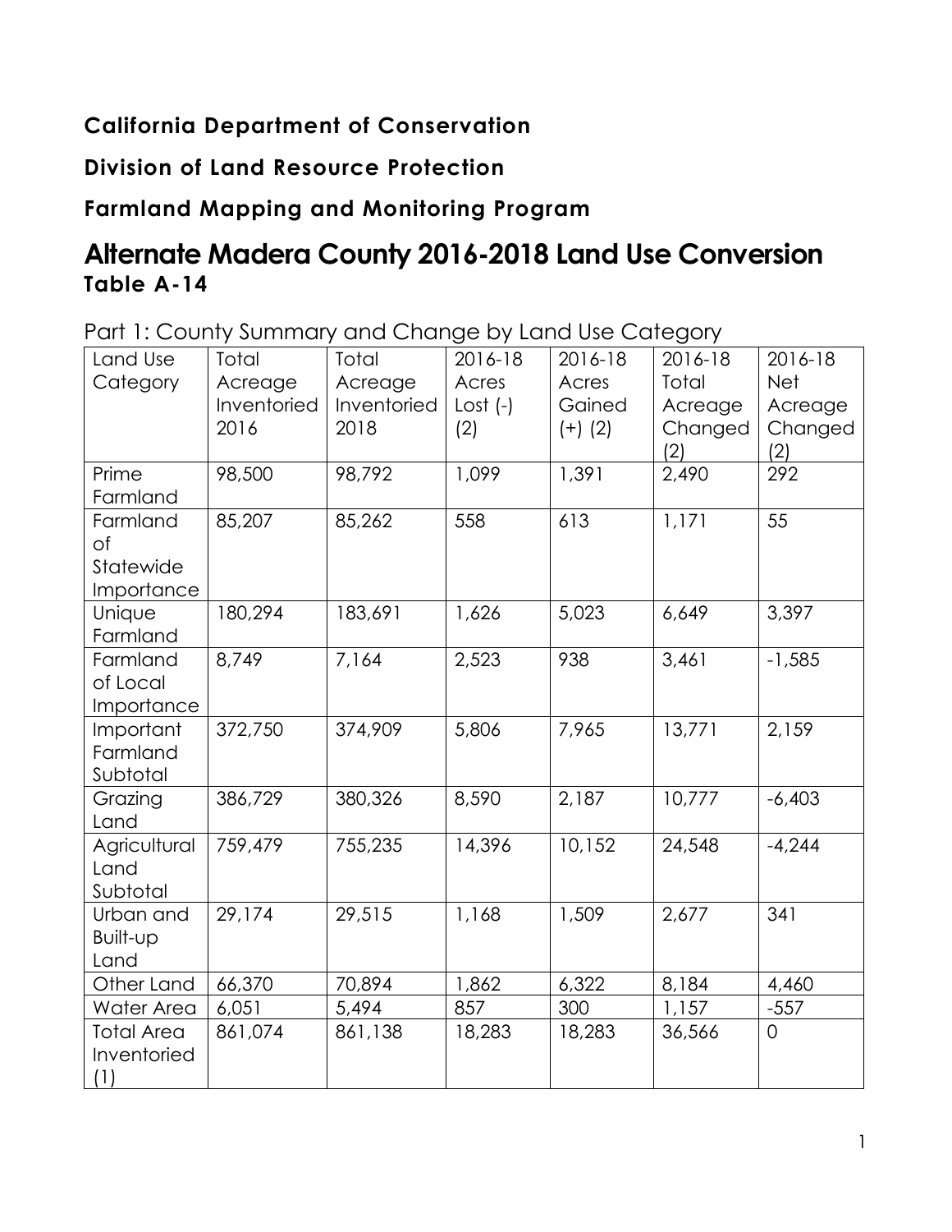**California Department of Conservation**

**Division of Land Resource Protection**

**Farmland Mapping and Monitoring Program**

# Alternate Madera County 2016-2018 Land Use Conversion

### Table A-14

Part 1: County Summary and Change by Land Use Category

| Land Use Category | Total Acreage Inventoried 2016 | Total Acreage Inventoried 2018 | 2016-18 Acres Lost (-) (2) | 2016-18 Acres Gained (+) (2) | 2016-18 Total Acreage Changed (2) | 2016-18 Net Acreage Changed (2) |
|---|---|---|---|---|---|---|
| Prime Farmland | 98,500 | 98,792 | 1,099 | 1,391 | 2,490 | 292 |
| Farmland of Statewide Importance | 85,207 | 85,262 | 558 | 613 | 1,171 | 55 |
| Unique Farmland | 180,294 | 183,691 | 1,626 | 5,023 | 6,649 | 3,397 |
| Farmland of Local Importance | 8,749 | 7,164 | 2,523 | 938 | 3,461 | -1,585 |
| Important Farmland Subtotal | 372,750 | 374,909 | 5,806 | 7,965 | 13,771 | 2,159 |
| Grazing Land | 386,729 | 380,326 | 8,590 | 2,187 | 10,777 | -6,403 |
| Agricultural Land Subtotal | 759,479 | 755,235 | 14,396 | 10,152 | 24,548 | -4,244 |
| Urban and Built-up Land | 29,174 | 29,515 | 1,168 | 1,509 | 2,677 | 341 |
| Other Land | 66,370 | 70,894 | 1,862 | 6,322 | 8,184 | 4,460 |
| Water Area | 6,051 | 5,494 | 857 | 300 | 1,157 | -557 |
| Total Area Inventoried (1) | 861,074 | 861,138 | 18,283 | 18,283 | 36,566 | 0 |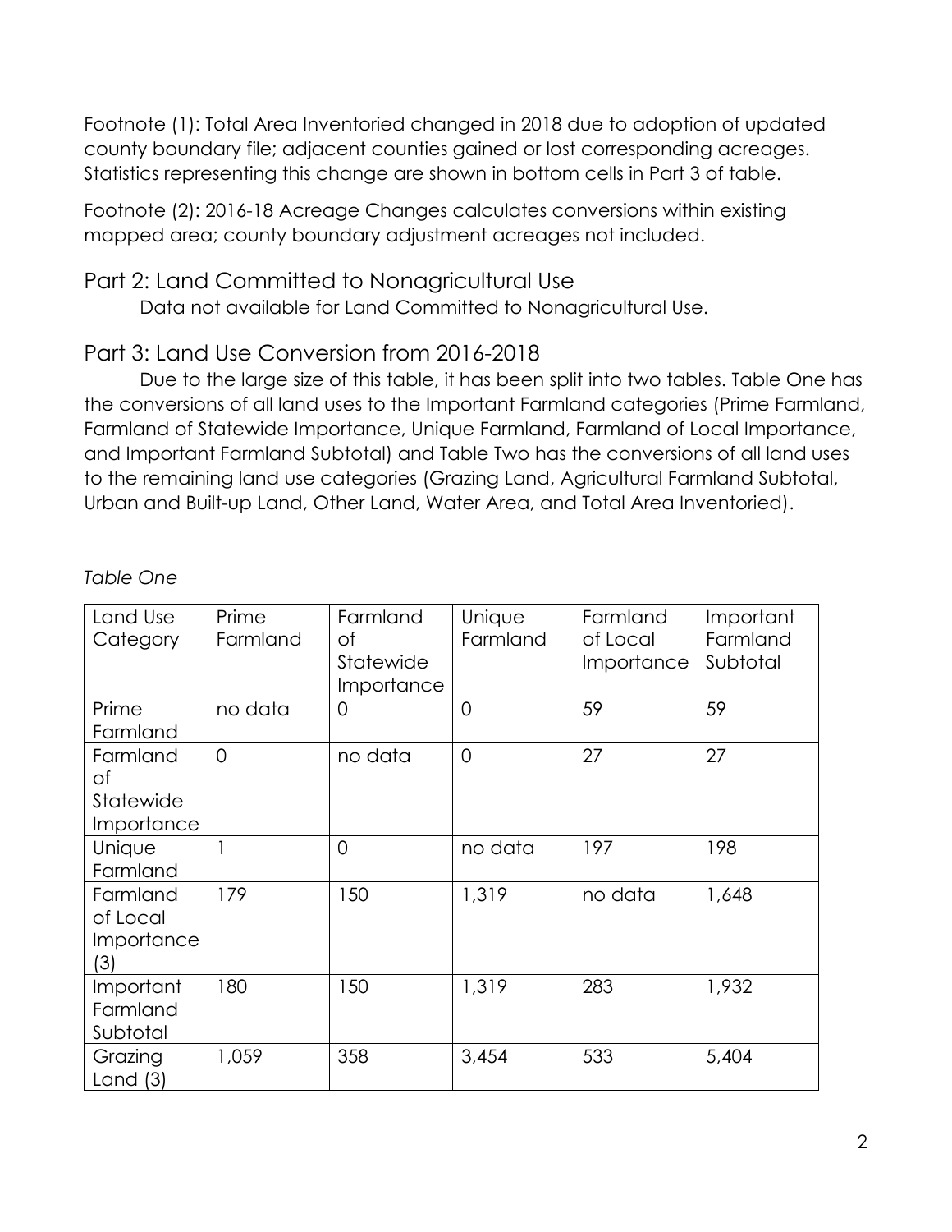Footnote (1): Total Area Inventoried changed in 2018 due to adoption of updated county boundary file; adjacent counties gained or lost corresponding acreages. Statistics representing this change are shown in bottom cells in Part 3 of table.

Footnote (2): 2016-18 Acreage Changes calculates conversions within existing mapped area; county boundary adjustment acreages not included.

## Part 2: Land Committed to Nonagricultural Use

Data not available for Land Committed to Nonagricultural Use.

## Part 3: Land Use Conversion from 2016-2018

Due to the large size of this table, it has been split into two tables. Table One has the conversions of all land uses to the Important Farmland categories (Prime Farmland, Farmland of Statewide Importance, Unique Farmland, Farmland of Local Importance, and Important Farmland Subtotal) and Table Two has the conversions of all land uses to the remaining land use categories (Grazing Land, Agricultural Farmland Subtotal, Urban and Built-up Land, Other Land, Water Area, and Total Area Inventoried).

*Table One*

| Land Use Category | Prime Farmland | Farmland of Statewide Importance | Unique Farmland | Farmland of Local Importance | Important Farmland Subtotal |
|---|---|---|---|---|---|
| Prime Farmland | no data | 0 | 0 | 59 | 59 |
| Farmland of Statewide Importance | 0 | no data | 0 | 27 | 27 |
| Unique Farmland | 1 | 0 | no data | 197 | 198 |
| Farmland of Local Importance (3) | 179 | 150 | 1,319 | no data | 1,648 |
| Important Farmland Subtotal | 180 | 150 | 1,319 | 283 | 1,932 |
| Grazing Land (3) | 1,059 | 358 | 3,454 | 533 | 5,404 |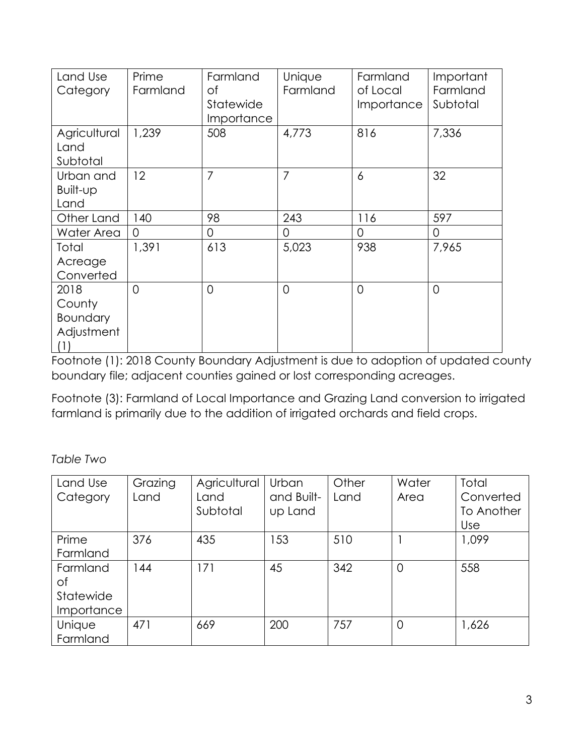| Land Use Category | Prime Farmland | Farmland of Statewide Importance | Unique Farmland | Farmland of Local Importance | Important Farmland Subtotal |
|---|---|---|---|---|---|
| Agricultural Land Subtotal | 1,239 | 508 | 4,773 | 816 | 7,336 |
| Urban and Built-up Land | 12 | 7 | 7 | 6 | 32 |
| Other Land | 140 | 98 | 243 | 116 | 597 |
| Water Area | 0 | 0 | 0 | 0 | 0 |
| Total Acreage Converted | 1,391 | 613 | 5,023 | 938 | 7,965 |
| 2018 County Boundary Adjustment (1) | 0 | 0 | 0 | 0 | 0 |

Footnote (1): 2018 County Boundary Adjustment is due to adoption of updated county boundary file; adjacent counties gained or lost corresponding acreages.

Footnote (3): Farmland of Local Importance and Grazing Land conversion to irrigated farmland is primarily due to the addition of irrigated orchards and field crops.

*Table Two*

| Land Use Category | Grazing Land | Agricultural Land Subtotal | Urban and Built-up Land | Other Land | Water Area | Total Converted To Another Use |
|---|---|---|---|---|---|---|
| Prime Farmland | 376 | 435 | 153 | 510 | 1 | 1,099 |
| Farmland of Statewide Importance | 144 | 171 | 45 | 342 | 0 | 558 |
| Unique Farmland | 471 | 669 | 200 | 757 | 0 | 1,626 |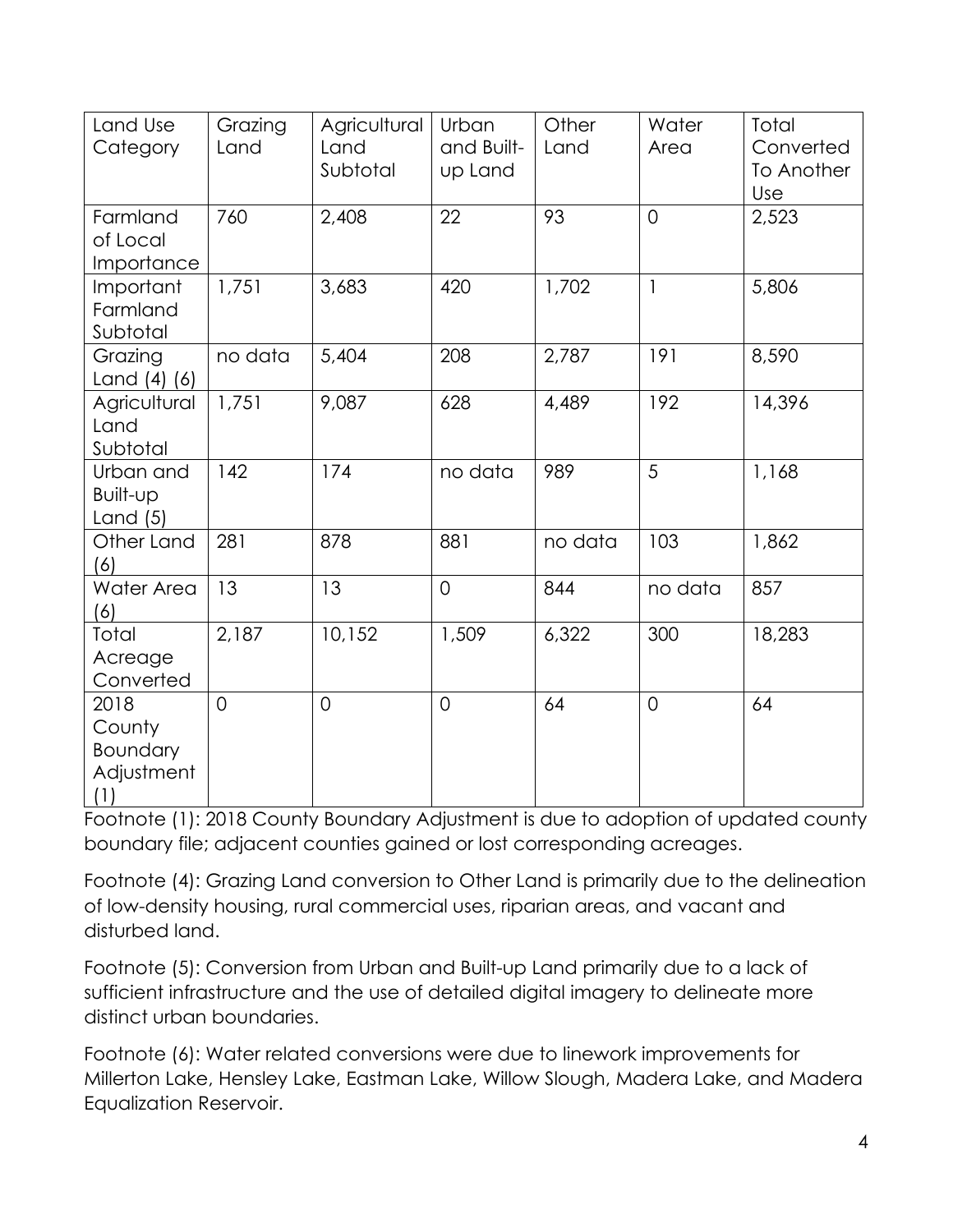| Land Use Category | Grazing Land | Agricultural Land Subtotal | Urban and Built-up Land | Other Land | Water Area | Total Converted To Another Use |
|---|---|---|---|---|---|---|
| Farmland of Local Importance | 760 | 2,408 | 22 | 93 | 0 | 2,523 |
| Important Farmland Subtotal | 1,751 | 3,683 | 420 | 1,702 | 1 | 5,806 |
| Grazing Land (4) (6) | no data | 5,404 | 208 | 2,787 | 191 | 8,590 |
| Agricultural Land Subtotal | 1,751 | 9,087 | 628 | 4,489 | 192 | 14,396 |
| Urban and Built-up Land (5) | 142 | 174 | no data | 989 | 5 | 1,168 |
| Other Land (6) | 281 | 878 | 881 | no data | 103 | 1,862 |
| Water Area (6) | 13 | 13 | 0 | 844 | no data | 857 |
| Total Acreage Converted | 2,187 | 10,152 | 1,509 | 6,322 | 300 | 18,283 |
| 2018 County Boundary Adjustment (1) | 0 | 0 | 0 | 64 | 0 | 64 |

Footnote (1): 2018 County Boundary Adjustment is due to adoption of updated county boundary file; adjacent counties gained or lost corresponding acreages.

Footnote (4): Grazing Land conversion to Other Land is primarily due to the delineation of low-density housing, rural commercial uses, riparian areas, and vacant and disturbed land.

Footnote (5): Conversion from Urban and Built-up Land primarily due to a lack of sufficient infrastructure and the use of detailed digital imagery to delineate more distinct urban boundaries.

Footnote (6): Water related conversions were due to linework improvements for Millerton Lake, Hensley Lake, Eastman Lake, Willow Slough, Madera Lake, and Madera Equalization Reservoir.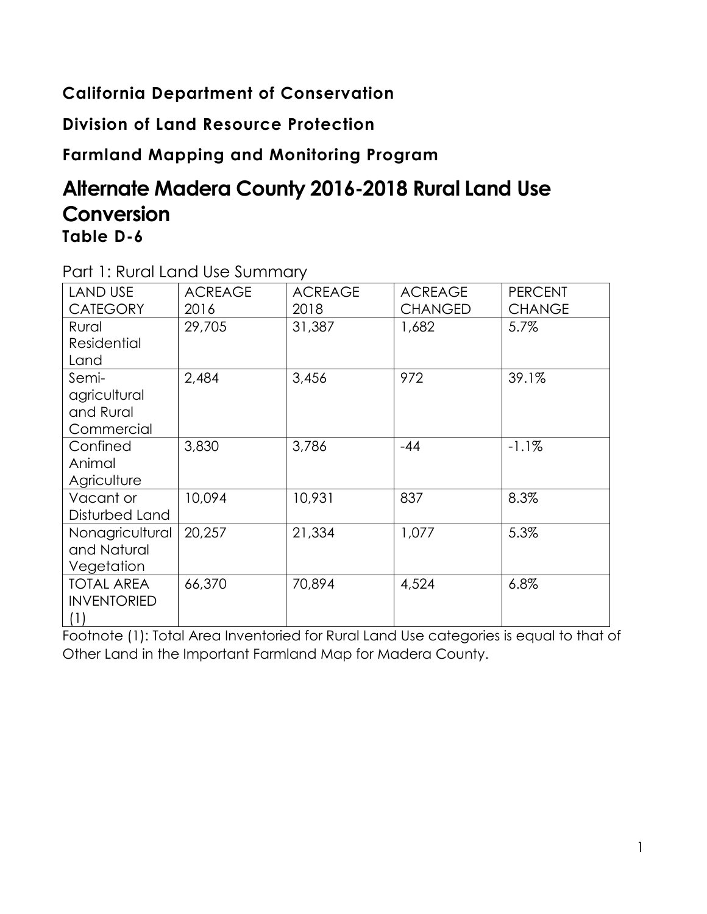**California Department of Conservation**

**Division of Land Resource Protection**

**Farmland Mapping and Monitoring Program**

# Alternate Madera County 2016-2018 Rural Land Use Conversion

**Table D-6**

Part 1: Rural Land Use Summary

| LAND USE CATEGORY | ACREAGE 2016 | ACREAGE 2018 | ACREAGE CHANGED | PERCENT CHANGE |
|---|---|---|---|---|
| Rural Residential Land | 29,705 | 31,387 | 1,682 | 5.7% |
| Semi-agricultural and Rural Commercial | 2,484 | 3,456 | 972 | 39.1% |
| Confined Animal Agriculture | 3,830 | 3,786 | -44 | -1.1% |
| Vacant or Disturbed Land | 10,094 | 10,931 | 837 | 8.3% |
| Nonagricultural and Natural Vegetation | 20,257 | 21,334 | 1,077 | 5.3% |
| TOTAL AREA INVENTORIED (1) | 66,370 | 70,894 | 4,524 | 6.8% |

Footnote (1): Total Area Inventoried for Rural Land Use categories is equal to that of Other Land in the Important Farmland Map for Madera County.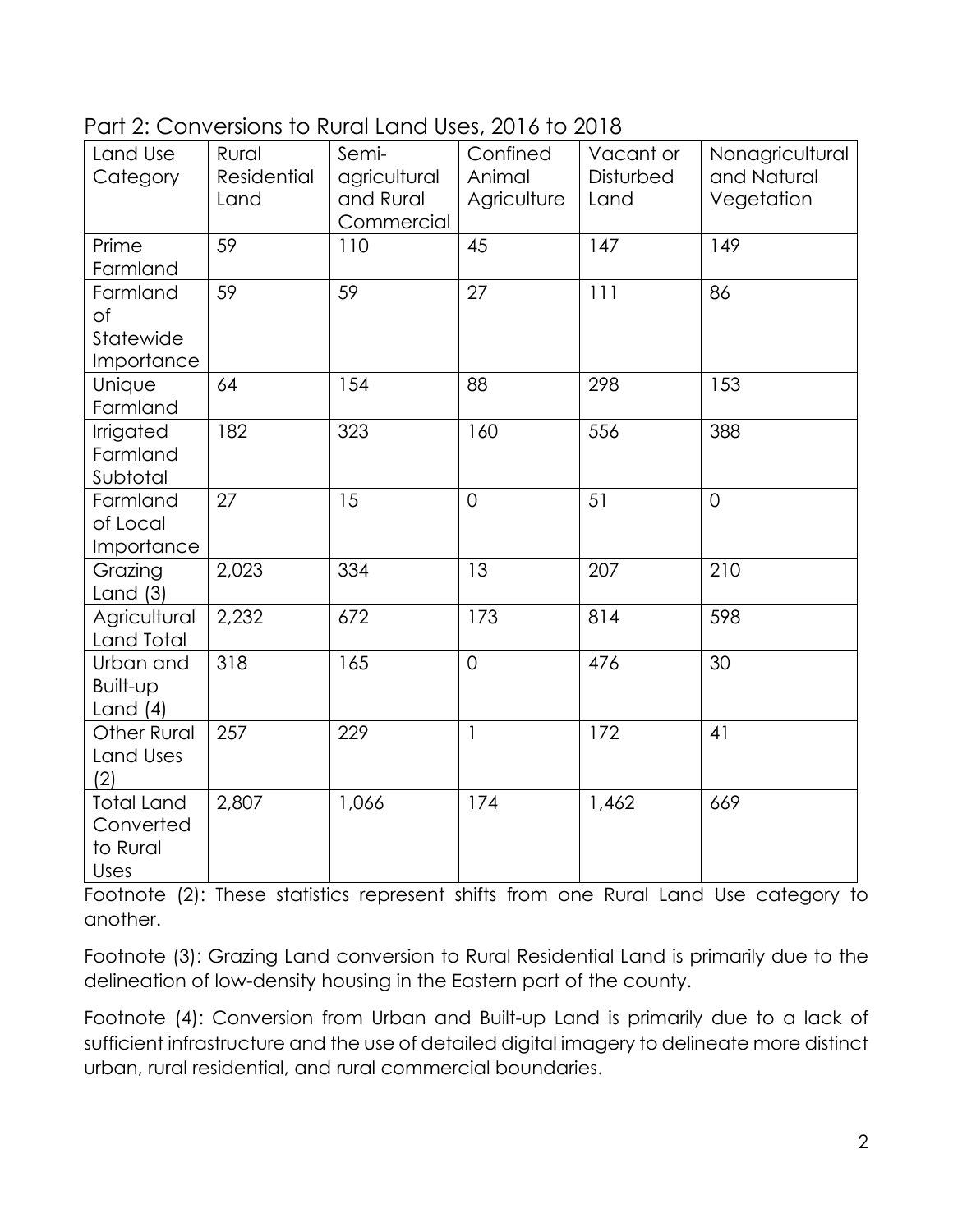Part 2: Conversions to Rural Land Uses, 2016 to 2018

| Land Use Category | Rural Residential Land | Semi-agricultural and Rural Commercial | Confined Animal Agriculture | Vacant or Disturbed Land | Nonagricultural and Natural Vegetation |
|---|---|---|---|---|---|
| Prime Farmland | 59 | 110 | 45 | 147 | 149 |
| Farmland of Statewide Importance | 59 | 59 | 27 | 111 | 86 |
| Unique Farmland | 64 | 154 | 88 | 298 | 153 |
| Irrigated Farmland Subtotal | 182 | 323 | 160 | 556 | 388 |
| Farmland of Local Importance | 27 | 15 | 0 | 51 | 0 |
| Grazing Land (3) | 2,023 | 334 | 13 | 207 | 210 |
| Agricultural Land Total | 2,232 | 672 | 173 | 814 | 598 |
| Urban and Built-up Land (4) | 318 | 165 | 0 | 476 | 30 |
| Other Rural Land Uses (2) | 257 | 229 | 1 | 172 | 41 |
| Total Land Converted to Rural Uses | 2,807 | 1,066 | 174 | 1,462 | 669 |

Footnote (2): These statistics represent shifts from one Rural Land Use category to another.

Footnote (3): Grazing Land conversion to Rural Residential Land is primarily due to the delineation of low-density housing in the Eastern part of the county.

Footnote (4): Conversion from Urban and Built-up Land is primarily due to a lack of sufficient infrastructure and the use of detailed digital imagery to delineate more distinct urban, rural residential, and rural commercial boundaries.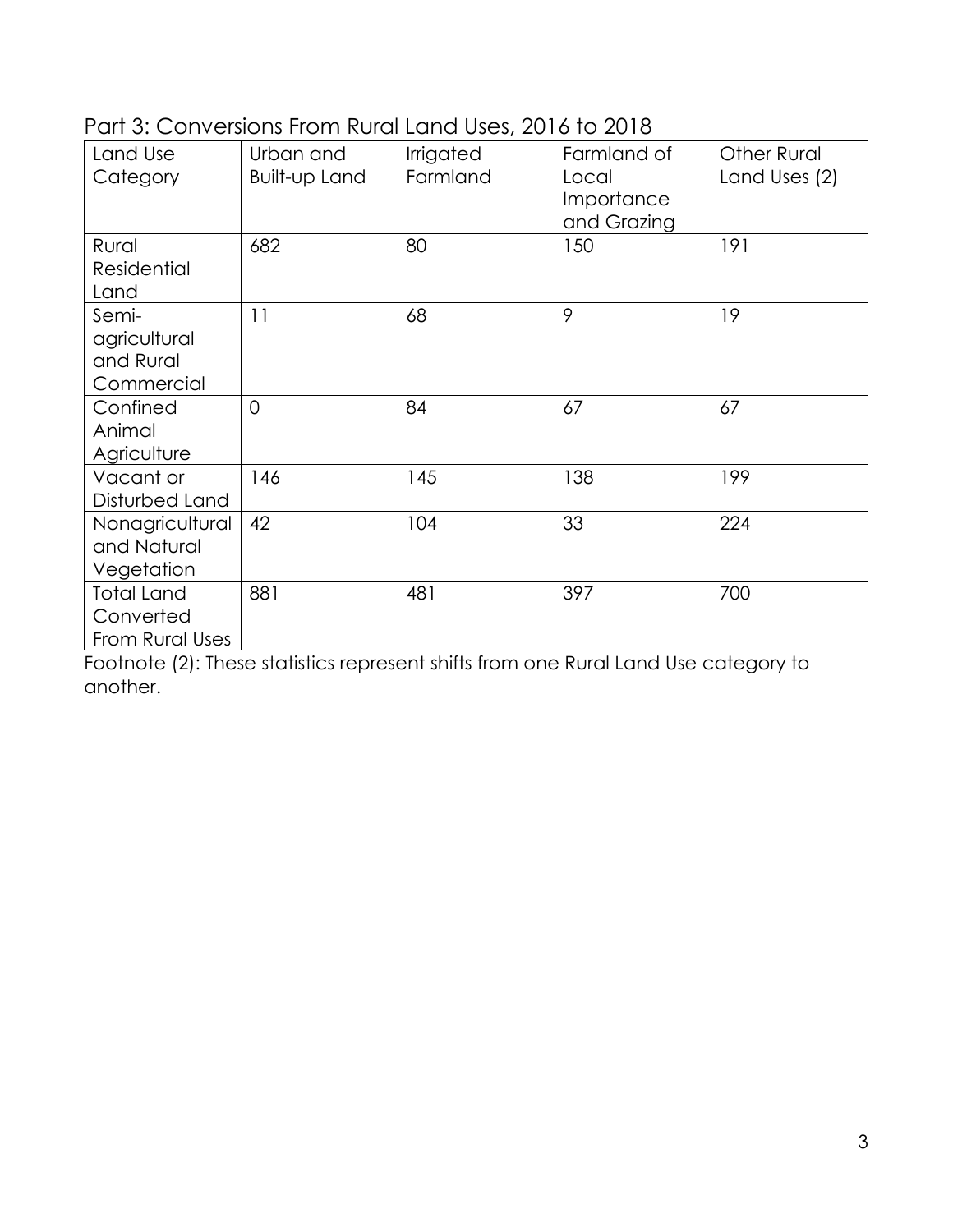Part 3: Conversions From Rural Land Uses, 2016 to 2018

| Land Use Category | Urban and Built-up Land | Irrigated Farmland | Farmland of Local Importance and Grazing | Other Rural Land Uses (2) |
|---|---|---|---|---|
| Rural Residential Land | 682 | 80 | 150 | 191 |
| Semi-agricultural and Rural Commercial | 11 | 68 | 9 | 19 |
| Confined Animal Agriculture | 0 | 84 | 67 | 67 |
| Vacant or Disturbed Land | 146 | 145 | 138 | 199 |
| Nonagricultural and Natural Vegetation | 42 | 104 | 33 | 224 |
| Total Land Converted From Rural Uses | 881 | 481 | 397 | 700 |

Footnote (2): These statistics represent shifts from one Rural Land Use category to another.